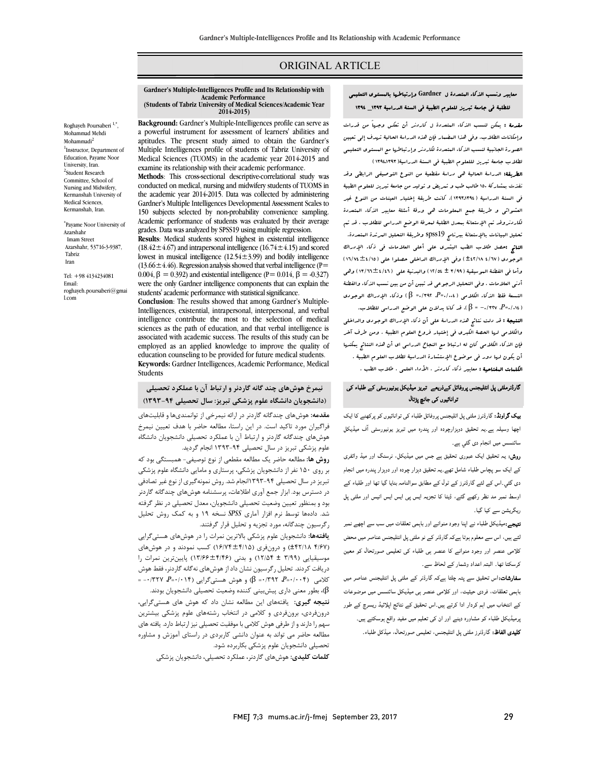ORIGINAL ARTICLE

# Gardner's Multiple-Intelligences Profile and Its Relationship with Academic Performance
## (Students of Tabriz University of Medical Sciences/Academic Year 2014-2015)

Roghayeh Poursaberi [1,*], Mohammad Mehdi Mohammadi[2]

[1] Instructor, Department of Education, Payame Noor University, Iran.

[2] Student Research Committee, School of Nursing and Midwifery, Kermanshah University of Medical Sciences, Kermanshah, Iran.

*Payame Noor University of Azarshahr Imam Street Azarshahr, 53716-3-9387, Tabriz Iran

Tel: +98 4134234081
Email: roghayeh.poursaberi@gmail.com

**Background:** Gardner's Multiple-Intelligences profile can serve as a powerful instrument for assessment of learners' abilities and aptitudes. The present study aimed to obtain the Gardner's Multiple Intelligences profile of students of Tabriz University of Medical Sciences (TUOMS) in the academic year 2014-2015 and examine its relationship with their academic performance.

**Methods**: This cross-sectional descriptive-correlational study was conducted on medical, nursing and midwifery students of TUOMS in the academic year 2014-2015. Data was collected by administering Gardner's Multiple Intelligences Developmental Assessment Scales to 150 subjects selected by non-probability convenience sampling. Academic performance of students was evaluated by their average grades. Data was analyzed by SPSS19 using multiple regression.

**Results**: Medical students scored highest in existential intelligence (18.42±4.67) and intrapersonal intelligence (16.74±4.15) and scored lowest in musical intelligence (12.54±3.99) and bodily intelligence (13.66±4.46). Regression analysis showed that verbal intelligence ($P$= 0.004, $\beta$ = 0.392) and existential intelligence ($P$= 0.014, $\beta$ = -0.327) were the only Gardner intelligence components that can explain the students' academic performance with statistical significance.

**Conclusion**: The results showed that among Gardner's Multiple-Intelligences, existential, intrapersonal, interpersonal, and verbal intelligence contribute the most to the selection of medical sciences as the path of education, and that verbal intelligence is associated with academic success. The results of this study can be employed as an applied knowledge to improve the quality of education counseling to be provided for future medical students.

**Keywords:** Gardner Intelligences, Academic Performance, Medical Students

## معايير ونسب الذكاء المتعددة ل Gardner وإرتباطها بالمستوى التعليمي للطلبة في جامعة تبريز للعلوم الطبية في السنة الدراسية ١٣٩٣\_ ١٣٩٤

**مقدمة :** يمكن لنسب الذكاء المتعددة ل كاردنر أن تعكس وجهاً من قدرات وإمكانات الطلاب. وفي هذا المضمار فإن هذه الدراسة الحالية تهدف إلى تعيين الصورة الجانبية لنسب الذكاء المتعددة لكاردنر وإرتباطها مع المستوى التعليمي لطلاب جامعة تبريز للعلوم الطبية في السنة الدراسية(١٣٩٤،١٣٩٣)

**الطريقة:** الدراسة الحالية هي دراسة مقطعية من النوع التوصيفي الرابطي وقد نفذت بمشاركة ١٥٠ طالب طب و تمريض و توليد من جامعة تبريز للعلوم الطبية في السنة الدراسية (١٣٩٣،١٣٩٤). كانت طريقة إختيار العينات من النوع غير العشوائي و طريقة جمع المعلومات هي ورقة أسئلة معايير الذكاء المتعددة لكاردنروقد تم الإستعانة بمعدل الطلبة لمعرفة الوضع الدراسي للطلاب . قد تم تحليل البيانات بالإستعانة ببرنامج spss19 وطريقة التحليل المرتدة المتعددة.

**النتائج :** حصل طلاب الطب البشري على أعلى العلامات في ذكاء الإدراك الوجودي (٤٢/١٨±٤/٦٧) وفي الإدراك الداخلي حصلوا على (٤/١٥±١٦/٧٤) وأما في الفطنة الموسيقية (٣/٩٩ ± ١٢/٥٤) والبدنية على (٤/٤٦±١٣/٦٦) وهي أدنى العلامات . وفي التحليل الرجوعي قد تبين أن من بين نسب الذكاء، والفطنة التسعة فقط الذكاء الكلامي (P=٠/٠٠٤، ٠/٣٩٢= β) وذكاء الإدراك الوجودي (P=٠/٠١٤، -٠/٣٢٧ = β)، قد كانا يدلان على الوضع الدراسي للطلاب.

**النتيجة :** قد دلت نتائج هذه الدراسة على أن ذكاء الإدراك الوجودي والداخلي والكلامي لها الحصة الكبرى في إختيار فروع العلوم الطبية . ومن طرف آخر فإن الذكاء الكلامي كان له ارتباط مع النجاح الدراسي أي أن هذه النتائج يمكنها أن يكون لها دور في موضوع الإستشارة الدراسية لطلاب العلوم الطبية .

**الكلمات المفتاحية :** معايير ذكاء كاردنر ، الأداء العلمي ، طلاب الطب .

## گارڈنرملٹی پل انٹلیجنس پروفائل کےذریعے تبریز میڈیکل یونیورسٹی کے طلباء کی توانائیوں کی جانچ پڑتال

**بیک گراونڈ:** گارڈنرز ملٹی پل انٹلیجنس پروفائل طلباء کی توانائیوں کو پرکھنے کا ایک اچھا وسیلہ ہے۔یہ تحقیق دوہزارچودہ اور پندرہ میں تبریز یونیورسٹی آف میڈیکل سائنسس میں انجام دی گئي ہے۔

**روش:** یہ تحقیق ایک عبوری تحقیق ہے جس میں میڈیکل، نرسنگ اور میڈ وائفری کے ایک سو پچاس طلباء شامل تھے۔یہ تحقیق دوہزار چودہ اور دوہزار پندرہ میں انجام دی گئي۔اس کے لئے گارڈنرز کے ٹول کے مطابق سوالنامہ بنایا گیا تھا اور طلباء کے اوسط نمبر مد نظر رکھے گئے، ڈیٹا کا تجزیہ ایس پی ایس ایس انیس اور ملٹی پل ریگریشن سے کیا گیا۔

**نتیجے:** میڈیکل طلباء نے اپنا وجود منوانے اور باہمی تعلقات میں سب سے اچھے نمبر لئے ہیں، اس سے معلوم ہوتا ہےکہ گارڈنر کے نو ملٹی پل انٹلیجنس عناصر میں محض کلامی عنصر اور وجود منوانے کا عنصر ہی طلباء کی تعلیمی صورتحال کو معین کرسکتا تھا۔ البتہ اعداد وشمار کے لحاظ سے۔

**سفارشات:** اس تحقیق سے پتہ چلتا ہےکہ گارڈنر کے ملٹی پل انٹلیجنس عناصر میں باہمی تعلقات، فردی حیثیت، اور کلامی عنصر ہی میڈیکل سائنسس میں موضوعات کے انتخاب میں اہم کردار ادا کرتے ہیں۔اس تحقیق کے نتائج اپلائیڈ ریسرچ کے طور پرمیڈیکل طلباء کو مشاورہ دینے اور ان کی تعلیم میں مفید واقع ہوسکتے ہیں۔

**کلیدی الفاظ:** گارڈنرز ملٹی پل انٹلیجنس، تعلیمی صورتحال، میڈکل طلباء۔

## نیمرخ هوش‌های چند گانه گاردنر و ارتباط آن با عملکرد تحصیلی
## (دانشجویان دانشگاه علوم پزشکی تبریز: سال تحصیلی ۹۴-۱۳۹۳)

**مقدمه:** هوش‌های چندگانه گاردنر در ارائه نیمرخی از توانمندی‌ها و قابلیت‌های فراگیران مورد تاکید است. در این راستا، مطالعه حاضر با هدف تعیین نیمرخ هوش‌های چندگانه گاردنر و ارتباط آن با عملکرد تحصیلی دانشجویان دانشگاه علوم پزشکی تبریز در سال تحصیلی ۹۴-۱۳۹۳ انجام گردید.

**روش ها:** مطالعه حاضر یک مطالعه مقطعی از نوع توصیفی- همبستگی بود که بر روی ۱۵۰ نفر از دانشجویان پزشکی، پرستاری و مامایی دانشگاه علوم پزشکی تبریز در سال تحصیلی ۹۴-۱۳۹۳انجام شد. روش نمونه‌گیری از نوع غیر تصادفی در دسترس بود. ابزار جمع آوری اطلاعات، پرسشنامه هوش‌های چندگانه گاردنر بود و بمنظور تعیین وضعیت تحصیلی دانشجویان، معدل تحصیلی در نظر گرفته شد. داده‌ها توسط نرم افزار آماری *SPSS* نسخه ۱۹ و به کمک روش تحلیل رگرسیون چندگانه، مورد تجزیه و تحلیل قرار گرفتند.

**یافته‌ها:** دانشجویان علوم پزشکی بالاترین نمرات را در هوش‌های هستی‌گرایی (۴/۶۷±۴۲/۱۸) و درون‌فردی (۴/۱۵±۱۶/۷۴) کسب نمودند و در هوش‌های موسیقیایی (۳/۹۹ ± ۱۲/۵۴) و بدنی (۴/۴۶±۱۳/۶۶) پایین‌ترین نمرات را دریافت کردند. تحلیل رگرسیون نشان داد از هوش‌های نه‌گانه گاردنر، فقط هوش کلامی (*P*=۰/۰۰۴ ،۰/۳۹۲= β) و هوش هستی‌گرایی (*P*=۰/۰۱۴ ،-۰/۳۲۷ = β)، بطور معنی داری پیش‌بینی کننده وضعیت تحصیلی دانشجویان بودند.

**نتیجه گیری:** یافته‌های این مطالعه نشان داد که هوش های هستی‌گرایی، درون‌فردی، برون‌فردی و کلامی در انتخاب رشته‌های علوم پزشکی بیشترین سهم را دارند و از طرفی هوش کلامی با موفقیت تحصیلی نیز ارتباط دارد. یافته های مطالعه حاضر می تواند به عنوان دانشی کاربردی در راستای آموزش و مشاوره تحصیلی دانشجویان علوم پزشکی بکاربرده شود.

**کلمات کلیدی:** هوش‌های گاردنر، عملکرد تحصیلی، دانشجویان پزشکی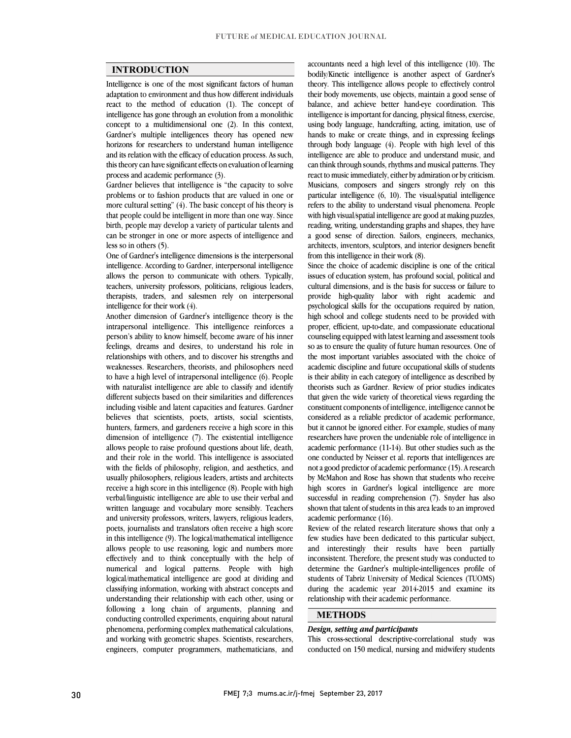## INTRODUCTION

Intelligence is one of the most significant factors of human adaptation to environment and thus how different individuals react to the method of education (1). The concept of intelligence has gone through an evolution from a monolithic concept to a multidimensional one (2). In this context, Gardner's multiple intelligences theory has opened new horizons for researchers to understand human intelligence and its relation with the efficacy of education process. As such, this theory can have significant effects on evaluation of learning process and academic performance (3).

Gardner believes that intelligence is "the capacity to solve problems or to fashion products that are valued in one or more cultural setting" (4). The basic concept of his theory is that people could be intelligent in more than one way. Since birth, people may develop a variety of particular talents and can be stronger in one or more aspects of intelligence and less so in others (5).

One of Gardner's intelligence dimensions is the interpersonal intelligence. According to Gardner, interpersonal intelligence allows the person to communicate with others. Typically, teachers, university professors, politicians, religious leaders, therapists, traders, and salesmen rely on interpersonal intelligence for their work (4).

Another dimension of Gardner's intelligence theory is the intrapersonal intelligence. This intelligence reinforces a person's ability to know himself, become aware of his inner feelings, dreams and desires, to understand his role in relationships with others, and to discover his strengths and weaknesses. Researchers, theorists, and philosophers need to have a high level of intrapersonal intelligence (6). People with naturalist intelligence are able to classify and identify different subjects based on their similarities and differences including visible and latent capacities and features. Gardner believes that scientists, poets, artists, social scientists, hunters, farmers, and gardeners receive a high score in this dimension of intelligence (7). The existential intelligence allows people to raise profound questions about life, death, and their role in the world. This intelligence is associated with the fields of philosophy, religion, and aesthetics, and usually philosophers, religious leaders, artists and architects receive a high score in this intelligence (8). People with high verbal/linguistic intelligence are able to use their verbal and written language and vocabulary more sensibly. Teachers and university professors, writers, lawyers, religious leaders, poets, journalists and translators often receive a high score in this intelligence (9). The logical/mathematical intelligence allows people to use reasoning, logic and numbers more effectively and to think conceptually with the help of numerical and logical patterns. People with high logical/mathematical intelligence are good at dividing and classifying information, working with abstract concepts and understanding their relationship with each other, using or following a long chain of arguments, planning and conducting controlled experiments, enquiring about natural phenomena, performing complex mathematical calculations, and working with geometric shapes. Scientists, researchers, engineers, computer programmers, mathematicians, and accountants need a high level of this intelligence (10). The bodily/Kinetic intelligence is another aspect of Gardner's theory. This intelligence allows people to effectively control their body movements, use objects, maintain a good sense of balance, and achieve better hand-eye coordination. This intelligence is important for dancing, physical fitness, exercise, using body language, handcrafting, acting, imitation, use of hands to make or create things, and in expressing feelings through body language (4). People with high level of this intelligence are able to produce and understand music, and can think through sounds, rhythms and musical patterns. They react to music immediately, either by admiration or by criticism. Musicians, composers and singers strongly rely on this particular intelligence (6, 10). The visual/spatial intelligence refers to the ability to understand visual phenomena. People with high visual/spatial intelligence are good at making puzzles, reading, writing, understanding graphs and shapes, they have a good sense of direction. Sailors, engineers, mechanics, architects, inventors, sculptors, and interior designers benefit from this intelligence in their work (8).

Since the choice of academic discipline is one of the critical issues of education system, has profound social, political and cultural dimensions, and is the basis for success or failure to provide high-quality labor with right academic and psychological skills for the occupations required by nation, high school and college students need to be provided with proper, efficient, up-to-date, and compassionate educational counseling equipped with latest learning and assessment tools so as to ensure the quality of future human resources. One of the most important variables associated with the choice of academic discipline and future occupational skills of students is their ability in each category of intelligence as described by theorists such as Gardner. Review of prior studies indicates that given the wide variety of theoretical views regarding the constituent components of intelligence, intelligence cannot be considered as a reliable predictor of academic performance, but it cannot be ignored either. For example, studies of many researchers have proven the undeniable role of intelligence in academic performance (11-14). But other studies such as the one conducted by Neisser et al. reports that intelligences are not a good predictor of academic performance (15). A research by McMahon and Rose has shown that students who receive high scores in Gardner's logical intelligence are more successful in reading comprehension (7). Snyder has also shown that talent of students in this area leads to an improved academic performance (16).

Review of the related research literature shows that only a few studies have been dedicated to this particular subject, and interestingly their results have been partially inconsistent. Therefore, the present study was conducted to determine the Gardner's multiple-intelligences profile of students of Tabriz University of Medical Sciences (TUOMS) during the academic year 2014-2015 and examine its relationship with their academic performance.

## METHODS

### *Design, setting and participants*

This cross-sectional descriptive-correlational study was conducted on 150 medical, nursing and midwifery students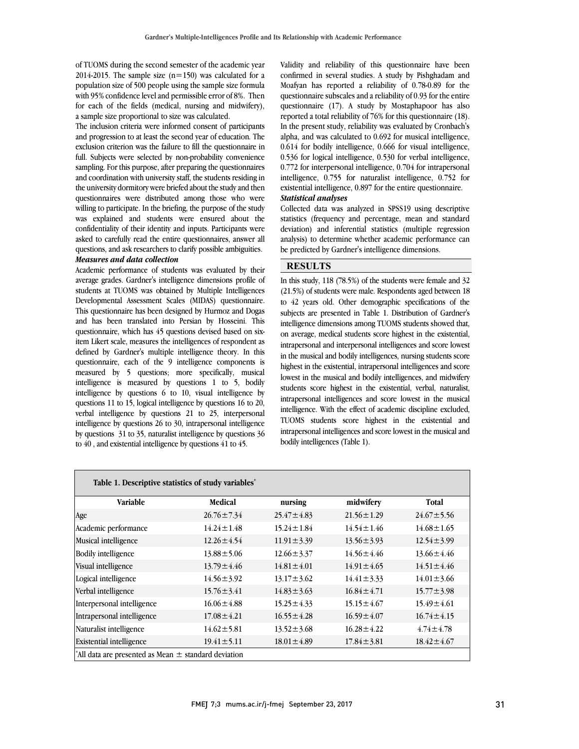of TUOMS during the second semester of the academic year 2014-2015. The sample size (n=150) was calculated for a population size of 500 people using the sample size formula with 95% confidence level and permissible error of 8%. Then for each of the fields (medical, nursing and midwifery), a sample size proportional to size was calculated.

The inclusion criteria were informed consent of participants and progression to at least the second year of education. The exclusion criterion was the failure to fill the questionnaire in full. Subjects were selected by non-probability convenience sampling. For this purpose, after preparing the questionnaires and coordination with university staff, the students residing in the university dormitory were briefed about the study and then questionnaires were distributed among those who were willing to participate. In the briefing, the purpose of the study was explained and students were ensured about the confidentiality of their identity and inputs. Participants were asked to carefully read the entire questionnaires, answer all questions, and ask researchers to clarify possible ambiguities.

***Measures and data collection***

Academic performance of students was evaluated by their average grades. Gardner's intelligence dimensions profile of students at TUOMS was obtained by Multiple Intelligences Developmental Assessment Scales (MIDAS) questionnaire. This questionnaire has been designed by Hurmoz and Dogas and has been translated into Persian by Hosseini. This questionnaire, which has 45 questions devised based on six-item Likert scale, measures the intelligences of respondent as defined by Gardner's multiple intelligence theory. In this questionnaire, each of the 9 intelligence components is measured by 5 questions; more specifically, musical intelligence is measured by questions 1 to 5, bodily intelligence by questions 6 to 10, visual intelligence by questions 11 to 15, logical intelligence by questions 16 to 20, verbal intelligence by questions 21 to 25, interpersonal intelligence by questions 26 to 30, intrapersonal intelligence by questions 31 to 35, naturalist intelligence by questions 36 to 40 , and existential intelligence by questions 41 to 45.

Validity and reliability of this questionnaire have been confirmed in several studies. A study by Pishghadam and Moafyan has reported a reliability of 0.78-0.89 for the questionnaire subscales and a reliability of 0.93 for the entire questionnaire (17). A study by Mostaphapoor has also reported a total reliability of 76% for this questionnaire (18). In the present study, reliability was evaluated by Cronbach's alpha, and was calculated to 0.692 for musical intelligence, 0.614 for bodily intelligence, 0.666 for visual intelligence, 0.536 for logical intelligence, 0.530 for verbal intelligence, 0.772 for interpersonal intelligence, 0.704 for intrapersonal intelligence, 0.755 for naturalist intelligence, 0.752 for existential intelligence, 0.897 for the entire questionnaire.

***Statistical analyses***

Collected data was analyzed in SPSS19 using descriptive statistics (frequency and percentage, mean and standard deviation) and inferential statistics (multiple regression analysis) to determine whether academic performance can be predicted by Gardner's intelligence dimensions.

## RESULTS

In this study, 118 (78.5%) of the students were female and 32 (21.5%) of students were male. Respondents aged between 18 to 42 years old. Other demographic specifications of the subjects are presented in Table 1. Distribution of Gardner's intelligence dimensions among TUOMS students showed that, on average, medical students score highest in the existential, intrapersonal and interpersonal intelligences and score lowest in the musical and bodily intelligences, nursing students score highest in the existential, intrapersonal intelligences and score lowest in the musical and bodily intelligences, and midwifery students score highest in the existential, verbal, naturalist, intrapersonal intelligences and score lowest in the musical intelligence. With the effect of academic discipline excluded, TUOMS students score highest in the existential and intrapersonal intelligences and score lowest in the musical and bodily intelligences (Table 1).

**Table 1. Descriptive statistics of study variables***

| Variable | Medical | nursing | midwifery | Total |
|---|---|---|---|---|
| Age | 26.76±7.34 | 25.47±4.83 | 21.56±1.29 | 24.67±5.56 |
| Academic performance | 14.24±1.48 | 15.24±1.84 | 14.54±1.46 | 14.68±1.65 |
| Musical intelligence | 12.26±4.54 | 11.91±3.39 | 13.56±3.93 | 12.54±3.99 |
| Bodily intelligence | 13.88±5.06 | 12.66±3.37 | 14.56±4.46 | 13.66±4.46 |
| Visual intelligence | 13.79±4.46 | 14.81±4.01 | 14.91±4.65 | 14.51±4.46 |
| Logical intelligence | 14.56±3.92 | 13.17±3.62 | 14.41±3.33 | 14.01±3.66 |
| Verbal intelligence | 15.76±3.41 | 14.83±3.63 | 16.84±4.71 | 15.77±3.98 |
| Interpersonal intelligence | 16.06±4.88 | 15.25±4.33 | 15.15±4.67 | 15.49±4.61 |
| Intrapersonal intelligence | 17.08±4.21 | 16.55±4.28 | 16.59±4.07 | 16.74±4.15 |
| Naturalist intelligence | 14.62±5.81 | 13.52±3.68 | 16.28±4.22 | 4.74±4.78 |
| Existential intelligence | 19.41±5.11 | 18.01±4.89 | 17.84±3.81 | 18.42±4.67 |

*All data are presented as Mean ± standard deviation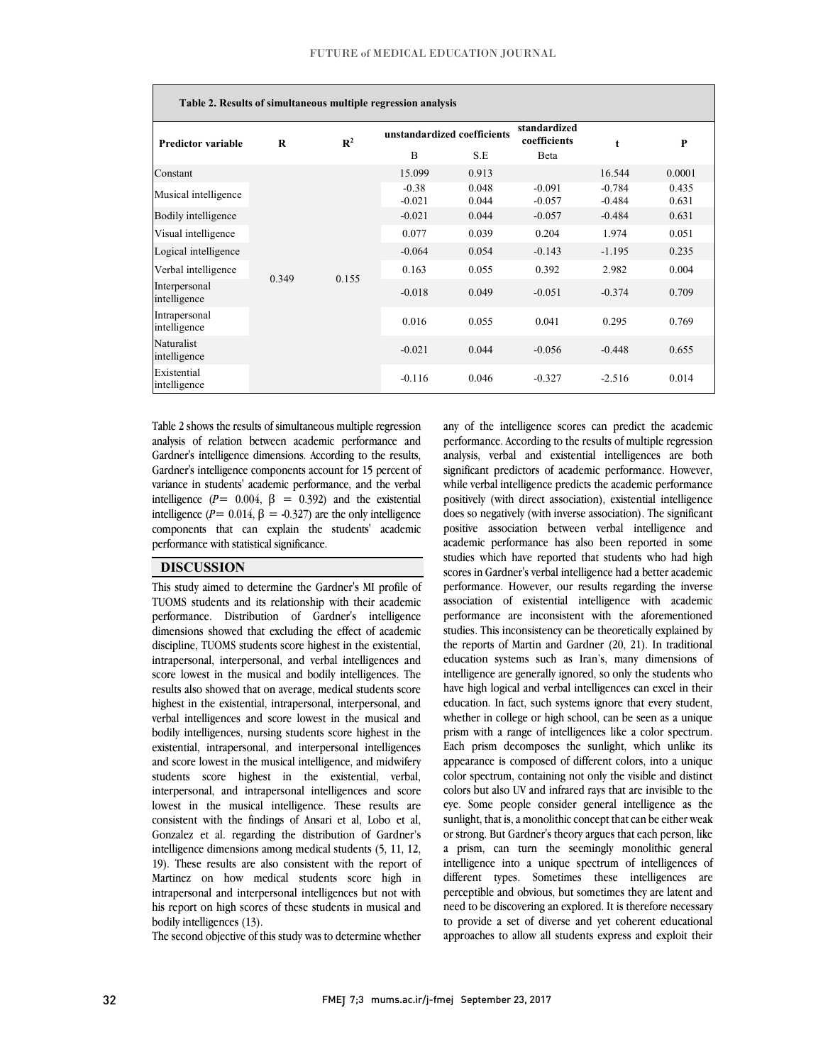**Table 2. Results of simultaneous multiple regression analysis**

| Predictor variable | R | $R^2$ | unstandardized coefficients | | standardized coefficients | t | P |
|---|---|---|---|---|---|---|---|
| | | | B | S.E | Beta | | |
| Constant | 0.349 | 0.155 | 15.099 | 0.913 | | 16.544 | 0.0001 |
| Musical intelligence | | | -0.38<br>-0.021 | 0.048<br>0.044 | -0.091<br>-0.057 | -0.784<br>-0.484 | 0.435<br>0.631 |
| Bodily intelligence | | | -0.021 | 0.044 | -0.057 | -0.484 | 0.631 |
| Visual intelligence | | | 0.077 | 0.039 | 0.204 | 1.974 | 0.051 |
| Logical intelligence | | | -0.064 | 0.054 | -0.143 | -1.195 | 0.235 |
| Verbal intelligence | | | 0.163 | 0.055 | 0.392 | 2.982 | 0.004 |
| Interpersonal intelligence | | | -0.018 | 0.049 | -0.051 | -0.374 | 0.709 |
| Intrapersonal intelligence | | | 0.016 | 0.055 | 0.041 | 0.295 | 0.769 |
| Naturalist intelligence | | | -0.021 | 0.044 | -0.056 | -0.448 | 0.655 |
| Existential intelligence | | | -0.116 | 0.046 | -0.327 | -2.516 | 0.014 |

Table 2 shows the results of simultaneous multiple regression analysis of relation between academic performance and Gardner's intelligence dimensions. According to the results, Gardner's intelligence components account for 15 percent of variance in students' academic performance, and the verbal intelligence ($P = 0.004$, $\beta = 0.392$) and the existential intelligence ($P = 0.014$, $\beta = -0.327$) are the only intelligence components that can explain the students' academic performance with statistical significance.

## DISCUSSION

This study aimed to determine the Gardner's MI profile of TUOMS students and its relationship with their academic performance. Distribution of Gardner's intelligence dimensions showed that excluding the effect of academic discipline, TUOMS students score highest in the existential, intrapersonal, interpersonal, and verbal intelligences and score lowest in the musical and bodily intelligences. The results also showed that on average, medical students score highest in the existential, intrapersonal, interpersonal, and verbal intelligences and score lowest in the musical and bodily intelligences, nursing students score highest in the existential, intrapersonal, and interpersonal intelligences and score lowest in the musical intelligence, and midwifery students score highest in the existential, verbal, interpersonal, and intrapersonal intelligences and score lowest in the musical intelligence. These results are consistent with the findings of Ansari et al, Lobo et al, Gonzalez et al. regarding the distribution of Gardner's intelligence dimensions among medical students (5, 11, 12, 19). These results are also consistent with the report of Martinez on how medical students score high in intrapersonal and interpersonal intelligences but not with his report on high scores of these students in musical and bodily intelligences (13).

The second objective of this study was to determine whether any of the intelligence scores can predict the academic performance. According to the results of multiple regression analysis, verbal and existential intelligences are both significant predictors of academic performance. However, while verbal intelligence predicts the academic performance positively (with direct association), existential intelligence does so negatively (with inverse association). The significant positive association between verbal intelligence and academic performance has also been reported in some studies which have reported that students who had high scores in Gardner's verbal intelligence had a better academic performance. However, our results regarding the inverse association of existential intelligence with academic performance are inconsistent with the aforementioned studies. This inconsistency can be theoretically explained by the reports of Martin and Gardner (20, 21). In traditional education systems such as Iran's, many dimensions of intelligence are generally ignored, so only the students who have high logical and verbal intelligences can excel in their education. In fact, such systems ignore that every student, whether in college or high school, can be seen as a unique prism with a range of intelligences like a color spectrum. Each prism decomposes the sunlight, which unlike its appearance is composed of different colors, into a unique color spectrum, containing not only the visible and distinct colors but also UV and infrared rays that are invisible to the eye. Some people consider general intelligence as the sunlight, that is, a monolithic concept that can be either weak or strong. But Gardner's theory argues that each person, like a prism, can turn the seemingly monolithic general intelligence into a unique spectrum of intelligences of different types. Sometimes these intelligences are perceptible and obvious, but sometimes they are latent and need to be discovering an explored. It is therefore necessary to provide a set of diverse and yet coherent educational approaches to allow all students express and exploit their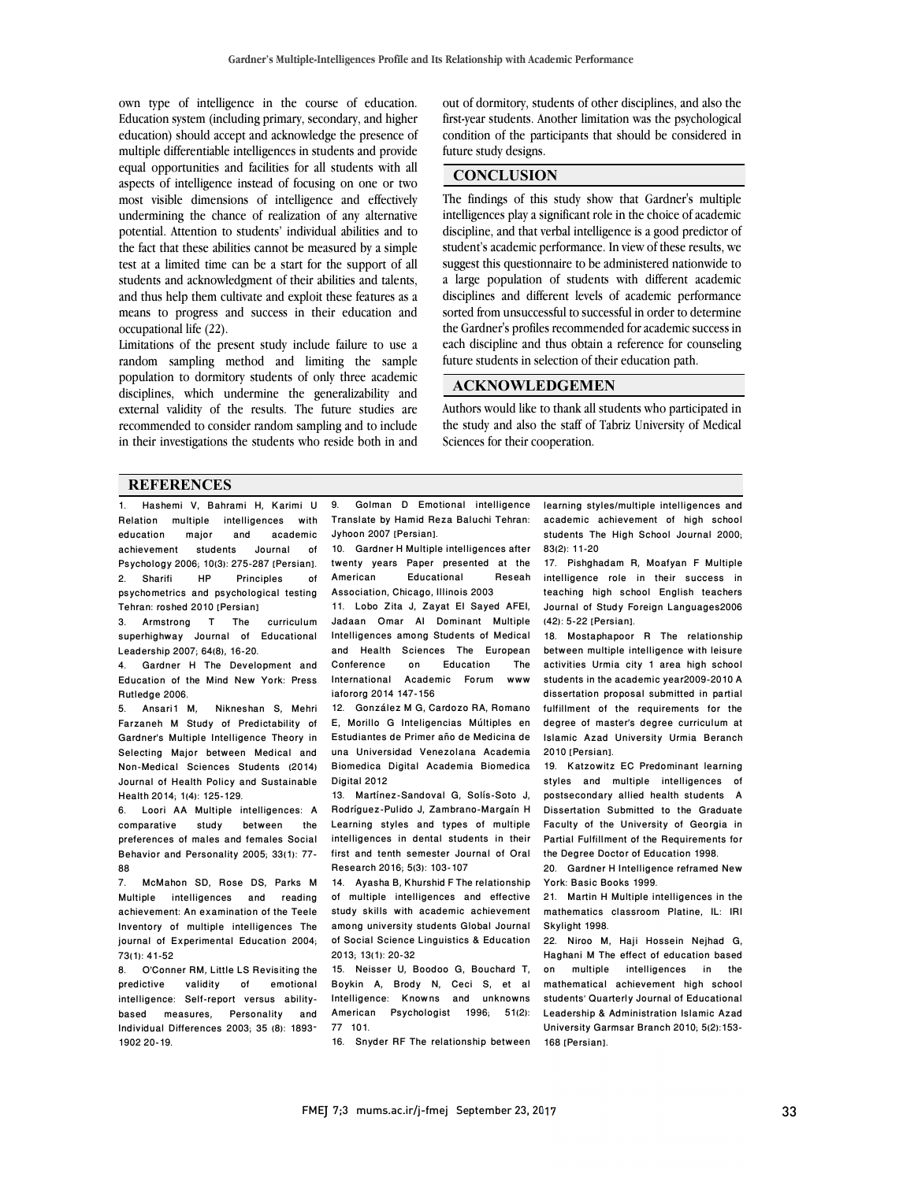own type of intelligence in the course of education. Education system (including primary, secondary, and higher education) should accept and acknowledge the presence of multiple differentiable intelligences in students and provide equal opportunities and facilities for all students with all aspects of intelligence instead of focusing on one or two most visible dimensions of intelligence and effectively undermining the chance of realization of any alternative potential. Attention to students' individual abilities and to the fact that these abilities cannot be measured by a simple test at a limited time can be a start for the support of all students and acknowledgment of their abilities and talents, and thus help them cultivate and exploit these features as a means to progress and success in their education and occupational life (22).

Limitations of the present study include failure to use a random sampling method and limiting the sample population to dormitory students of only three academic disciplines, which undermine the generalizability and external validity of the results. The future studies are recommended to consider random sampling and to include in their investigations the students who reside both in and out of dormitory, students of other disciplines, and also the first-year students. Another limitation was the psychological condition of the participants that should be considered in future study designs.

## CONCLUSION

The findings of this study show that Gardner's multiple intelligences play a significant role in the choice of academic discipline, and that verbal intelligence is a good predictor of student's academic performance. In view of these results, we suggest this questionnaire to be administered nationwide to a large population of students with different academic disciplines and different levels of academic performance sorted from unsuccessful to successful in order to determine the Gardner's profiles recommended for academic success in each discipline and thus obtain a reference for counseling future students in selection of their education path.

## ACKNOWLEDGEMEN

Authors would like to thank all students who participated in the study and also the staff of Tabriz University of Medical Sciences for their cooperation.

## REFERENCES

1. Hashemi V, Bahrami H, Karimi U Relation multiple intelligences with education major and academic achievement students Journal of Psychology 2006; 10(3): 275-287 [Persian].
2. Sharifi HP Principles of psychometrics and psychological testing Tehran: roshed 2010 [Persian]
3. Armstrong T The curriculum superhighway Journal of Educational Leadership 2007; 64(8), 16-20.
4. Gardner H The Development and Education of the Mind New York: Press Rutledge 2006.
5. Ansari1 M, Nikneshan S, Mehri Farzaneh M Study of Predictability of Gardner's Multiple Intelligence Theory in Selecting Major between Medical and Non-Medical Sciences Students (2014) Journal of Health Policy and Sustainable Health 2014; 1(4): 125-129.
6. Loori AA Multiple intelligences: A comparative study between the preferences of males and females Social Behavior and Personality 2005; 33(1): 77-88
7. McMahon SD, Rose DS, Parks M Multiple intelligences and reading achievement: An examination of the Teele Inventory of multiple intelligences The journal of Experimental Education 2004; 73(1): 41-52
8. O'Conner RM, Little LS Revisiting the predictive validity of emotional intelligence: Self-report versus ability-based measures, Personality and Individual Differences 2003; 35 (8): 1893-1902 20-19.
9. Golman D Emotional intelligence Translate by Hamid Reza Baluchi Tehran: Jyhoon 2007 [Persian].
10. Gardner H Multiple intelligences after twenty years Paper presented at the American Educational Reseah Association, Chicago, Illinois 2003
11. Lobo Zita J, Zayat El Sayed AFEI, Jadaan Omar Al Dominant Multiple Intelligences among Students of Medical and Health Sciences The European Conference on Education The International Academic Forum www iafororg 2014 147-156
12. González M G, Cardozo RA, Romano E, Morillo G Inteligencias Múltiples en Estudiantes de Primer año de Medicina de una Universidad Venezolana Academia Biomedica Digital Academia Biomedica Digital 2012
13. Martínez-Sandoval G, Solís-Soto J, Rodríguez-Pulido J, Zambrano-Margaín H Learning styles and types of multiple intelligences in dental students in their first and tenth semester Journal of Oral Research 2016; 5(3): 103-107
14. Ayasha B, Khurshid F The relationship of multiple intelligences and effective study skills with academic achievement among university students Global Journal of Social Science Linguistics & Education 2013; 13(1): 20-32
15. Neisser U, Boodoo G, Bouchard T, Boykin A, Brody N, Ceci S, et al Intelligence: Knowns and unknowns American Psychologist 1996; 51(2): 77 101.
16. Snyder RF The relationship between learning styles/multiple intelligences and academic achievement of high school students The High School Journal 2000; 83(2): 11-20
17. Pishghadam R, Moafyan F Multiple intelligence role in their success in teaching high school English teachers Journal of Study Foreign Languages2006 (42): 5-22 [Persian].
18. Mostaphapoor R The relationship between multiple intelligence with leisure activities Urmia city 1 area high school students in the academic year2009-2010 A dissertation proposal submitted in partial fulfillment of the requirements for the degree of master's degree curriculum at Islamic Azad University Urmia Beranch 2010 [Persian].
19. Katzowitz EC Predominant learning styles and multiple intelligences of postsecondary allied health students A Dissertation Submitted to the Graduate Faculty of the University of Georgia in Partial Fulfillment of the Requirements for the Degree Doctor of Education 1998.
20. Gardner H Intelligence reframed New York: Basic Books 1999.
21. Martin H Multiple intelligences in the mathematics classroom Platine, IL: IRI Skylight 1998.
22. Niroo M, Haji Hossein Nejhad G, Haghani M The effect of education based on multiple intelligences in the mathematical achievement high school students' Quarterly Journal of Educational Leadership & Administration Islamic Azad University Garmsar Branch 2010; 5(2):153-168 [Persian].